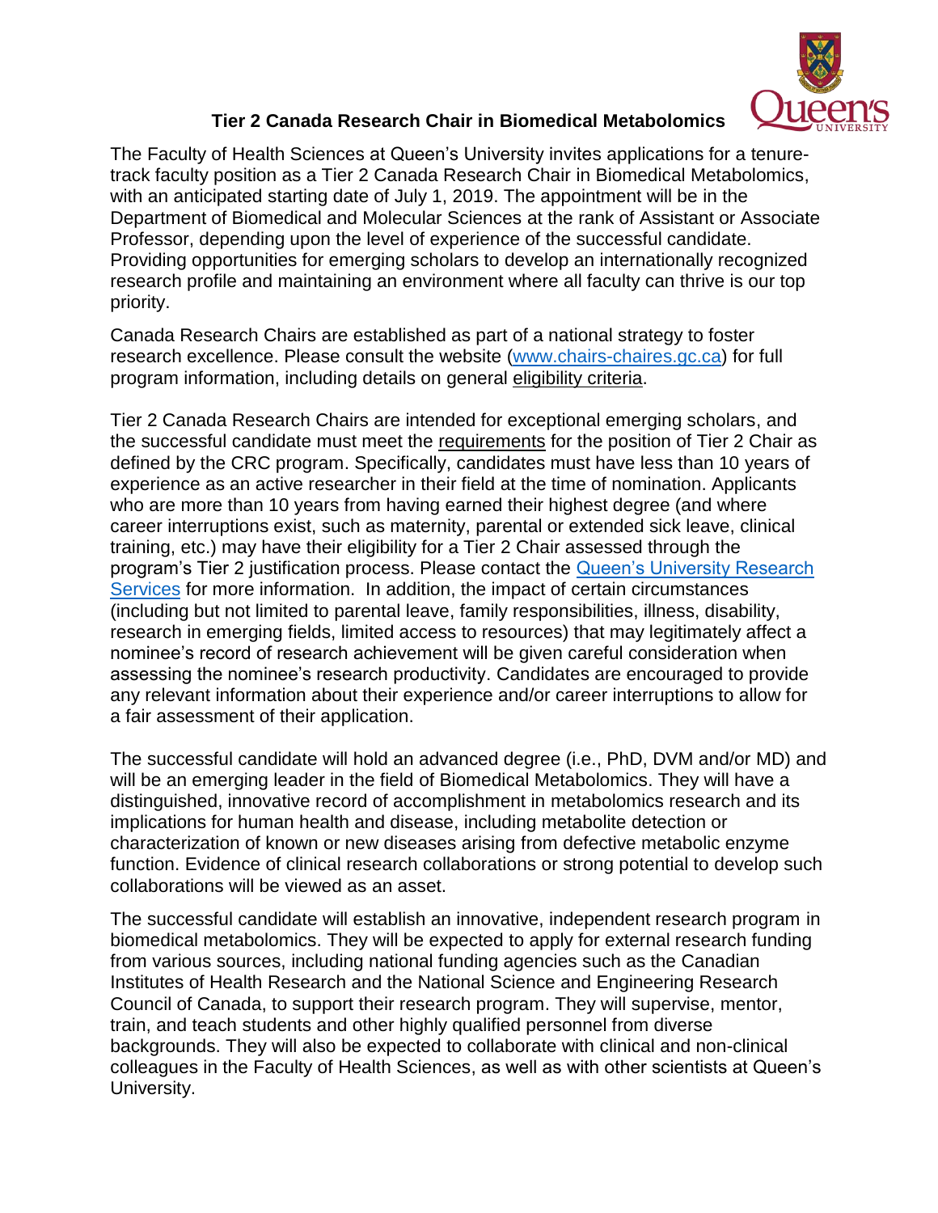# Tier 2 Canada Research Chair in Biomedical Metabolomics

The Faculty of Health Sciences at Queen's University invites applications for a tenure-track faculty position as a Tier 2 Canada Research Chair in Biomedical Metabolomics, with an anticipated starting date of July 1, 2019. The appointment will be in the Department of Biomedical and Molecular Sciences at the rank of Assistant or Associate Professor, depending upon the level of experience of the successful candidate. Providing opportunities for emerging scholars to develop an internationally recognized research profile and maintaining an environment where all faculty can thrive is our top priority.

Canada Research Chairs are established as part of a national strategy to foster research excellence. Please consult the website (www.chairs-chaires.gc.ca) for full program information, including details on general eligibility criteria.

Tier 2 Canada Research Chairs are intended for exceptional emerging scholars, and the successful candidate must meet the requirements for the position of Tier 2 Chair as defined by the CRC program. Specifically, candidates must have less than 10 years of experience as an active researcher in their field at the time of nomination. Applicants who are more than 10 years from having earned their highest degree (and where career interruptions exist, such as maternity, parental or extended sick leave, clinical training, etc.) may have their eligibility for a Tier 2 Chair assessed through the program's Tier 2 justification process. Please contact the Queen's University Research Services for more information. In addition, the impact of certain circumstances (including but not limited to parental leave, family responsibilities, illness, disability, research in emerging fields, limited access to resources) that may legitimately affect a nominee's record of research achievement will be given careful consideration when assessing the nominee's research productivity. Candidates are encouraged to provide any relevant information about their experience and/or career interruptions to allow for a fair assessment of their application.

The successful candidate will hold an advanced degree (i.e., PhD, DVM and/or MD) and will be an emerging leader in the field of Biomedical Metabolomics. They will have a distinguished, innovative record of accomplishment in metabolomics research and its implications for human health and disease, including metabolite detection or characterization of known or new diseases arising from defective metabolic enzyme function. Evidence of clinical research collaborations or strong potential to develop such collaborations will be viewed as an asset.

The successful candidate will establish an innovative, independent research program in biomedical metabolomics. They will be expected to apply for external research funding from various sources, including national funding agencies such as the Canadian Institutes of Health Research and the National Science and Engineering Research Council of Canada, to support their research program. They will supervise, mentor, train, and teach students and other highly qualified personnel from diverse backgrounds. They will also be expected to collaborate with clinical and non-clinical colleagues in the Faculty of Health Sciences, as well as with other scientists at Queen's University.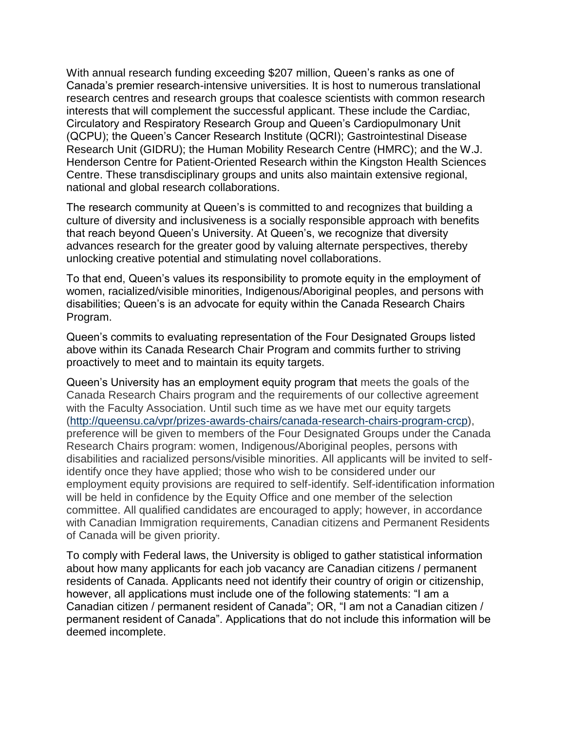With annual research funding exceeding $207 million, Queen's ranks as one of Canada's premier research-intensive universities. It is host to numerous translational research centres and research groups that coalesce scientists with common research interests that will complement the successful applicant. These include the Cardiac, Circulatory and Respiratory Research Group and Queen's Cardiopulmonary Unit (QCPU); the Queen's Cancer Research Institute (QCRI); Gastrointestinal Disease Research Unit (GIDRU); the Human Mobility Research Centre (HMRC); and the W.J. Henderson Centre for Patient-Oriented Research within the Kingston Health Sciences Centre. These transdisciplinary groups and units also maintain extensive regional, national and global research collaborations.

The research community at Queen's is committed to and recognizes that building a culture of diversity and inclusiveness is a socially responsible approach with benefits that reach beyond Queen's University. At Queen's, we recognize that diversity advances research for the greater good by valuing alternate perspectives, thereby unlocking creative potential and stimulating novel collaborations.

To that end, Queen's values its responsibility to promote equity in the employment of women, racialized/visible minorities, Indigenous/Aboriginal peoples, and persons with disabilities; Queen's is an advocate for equity within the Canada Research Chairs Program.

Queen's commits to evaluating representation of the Four Designated Groups listed above within its Canada Research Chair Program and commits further to striving proactively to meet and to maintain its equity targets.

Queen's University has an employment equity program that meets the goals of the Canada Research Chairs program and the requirements of our collective agreement with the Faculty Association. Until such time as we have met our equity targets ([http://queensu.ca/vpr/prizes-awards-chairs/canada-research-chairs-program-crcp](http://queensu.ca/vpr/prizes-awards-chairs/canada-research-chairs-program-crcp)), preference will be given to members of the Four Designated Groups under the Canada Research Chairs program: women, Indigenous/Aboriginal peoples, persons with disabilities and racialized persons/visible minorities. All applicants will be invited to self-identify once they have applied; those who wish to be considered under our employment equity provisions are required to self-identify. Self-identification information will be held in confidence by the Equity Office and one member of the selection committee. All qualified candidates are encouraged to apply; however, in accordance with Canadian Immigration requirements, Canadian citizens and Permanent Residents of Canada will be given priority.

To comply with Federal laws, the University is obliged to gather statistical information about how many applicants for each job vacancy are Canadian citizens / permanent residents of Canada. Applicants need not identify their country of origin or citizenship, however, all applications must include one of the following statements: "I am a Canadian citizen / permanent resident of Canada"; OR, "I am not a Canadian citizen / permanent resident of Canada". Applications that do not include this information will be deemed incomplete.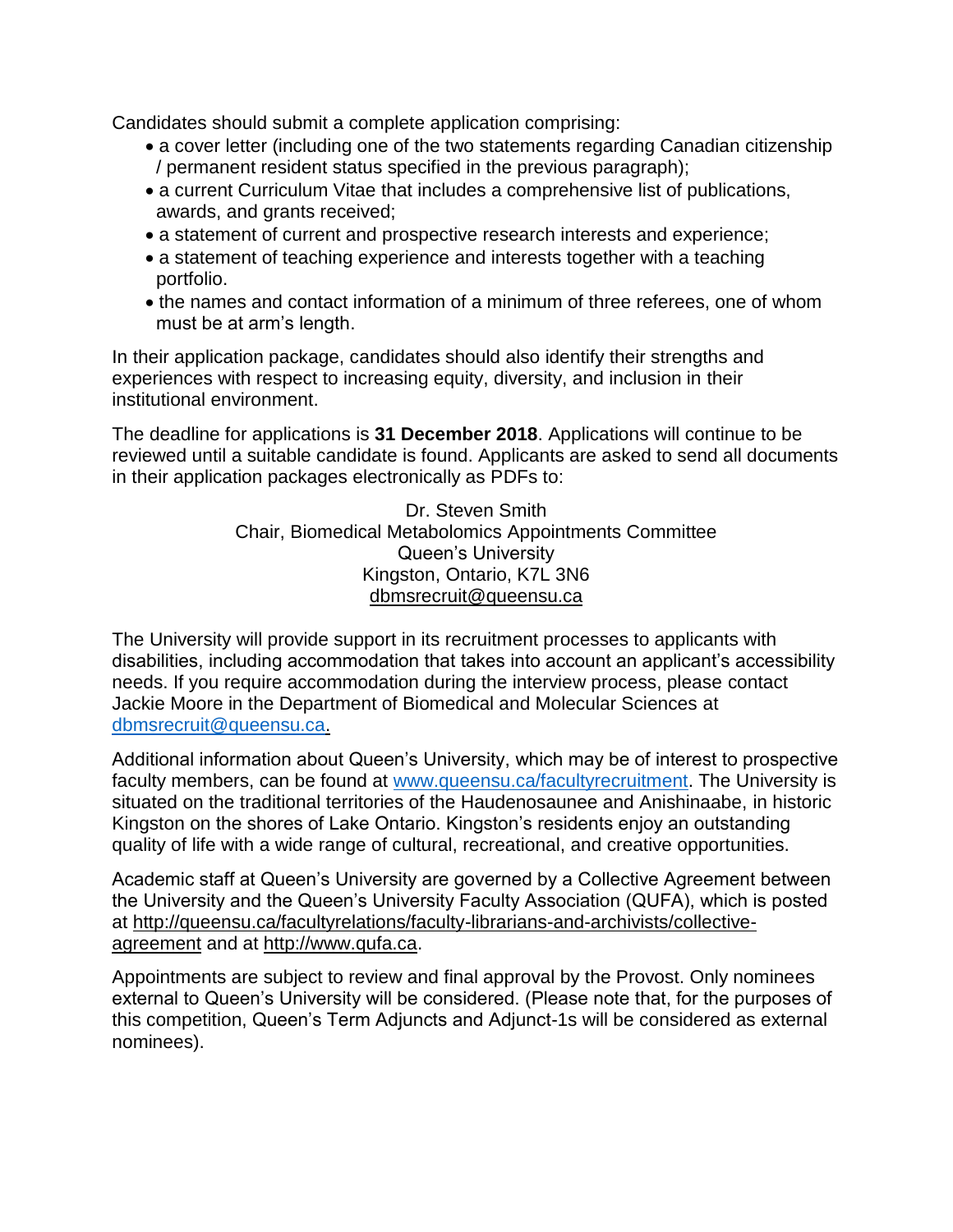Candidates should submit a complete application comprising:

- a cover letter (including one of the two statements regarding Canadian citizenship / permanent resident status specified in the previous paragraph);
- a current Curriculum Vitae that includes a comprehensive list of publications, awards, and grants received;
- a statement of current and prospective research interests and experience;
- a statement of teaching experience and interests together with a teaching portfolio.
- the names and contact information of a minimum of three referees, one of whom must be at arm's length.

In their application package, candidates should also identify their strengths and experiences with respect to increasing equity, diversity, and inclusion in their institutional environment.

The deadline for applications is **31 December 2018**. Applications will continue to be reviewed until a suitable candidate is found. Applicants are asked to send all documents in their application packages electronically as PDFs to:

Dr. Steven Smith
Chair, Biomedical Metabolomics Appointments Committee
Queen's University
Kingston, Ontario, K7L 3N6
dbmsrecruit@queensu.ca

The University will provide support in its recruitment processes to applicants with disabilities, including accommodation that takes into account an applicant's accessibility needs. If you require accommodation during the interview process, please contact Jackie Moore in the Department of Biomedical and Molecular Sciences at dbmsrecruit@queensu.ca.

Additional information about Queen's University, which may be of interest to prospective faculty members, can be found at www.queensu.ca/facultyrecruitment. The University is situated on the traditional territories of the Haudenosaunee and Anishinaabe, in historic Kingston on the shores of Lake Ontario. Kingston's residents enjoy an outstanding quality of life with a wide range of cultural, recreational, and creative opportunities.

Academic staff at Queen's University are governed by a Collective Agreement between the University and the Queen's University Faculty Association (QUFA), which is posted at http://queensu.ca/facultyrelations/faculty-librarians-and-archivists/collective-agreement and at http://www.qufa.ca.

Appointments are subject to review and final approval by the Provost. Only nominees external to Queen's University will be considered. (Please note that, for the purposes of this competition, Queen's Term Adjuncts and Adjunct-1s will be considered as external nominees).